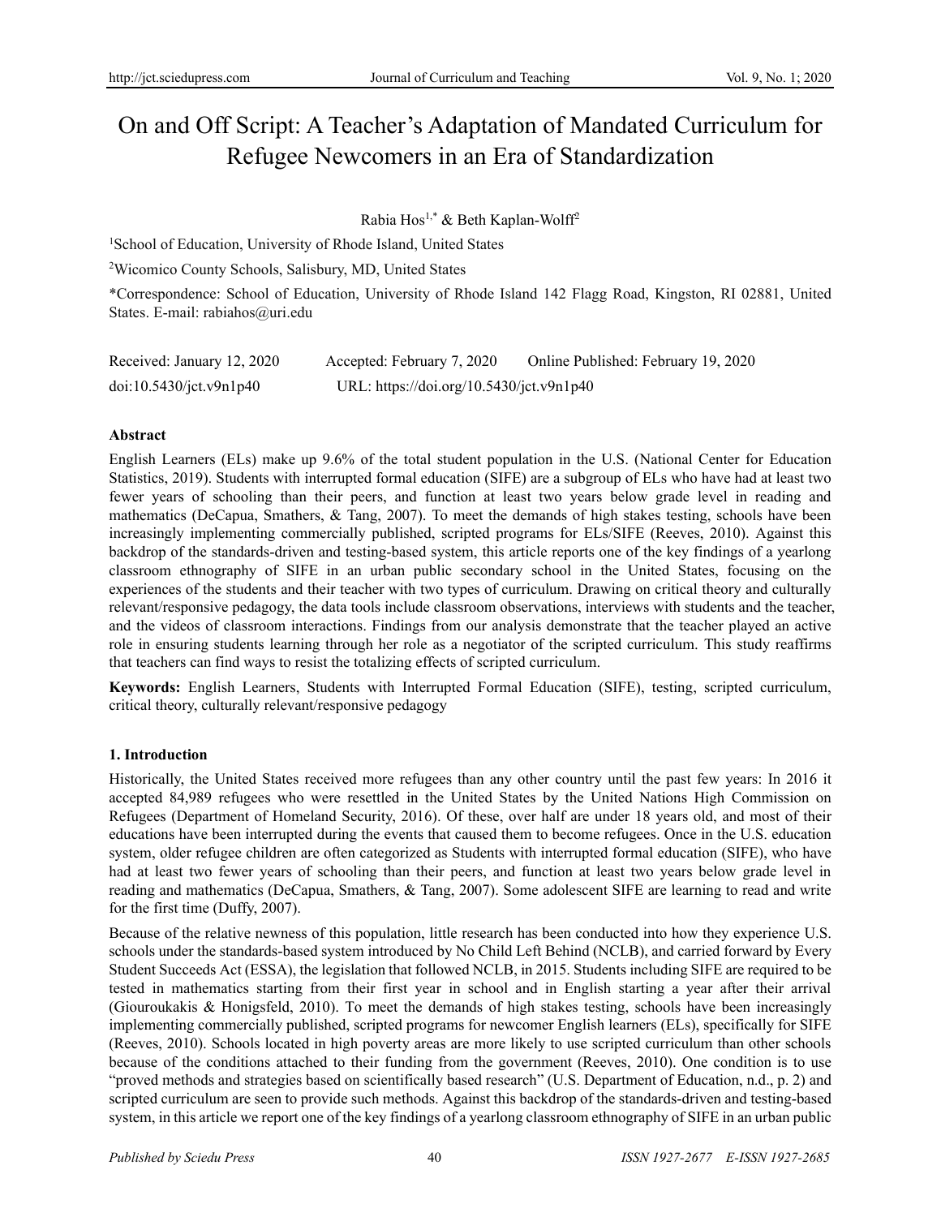# On and Off Script: A Teacher's Adaptation of Mandated Curriculum for Refugee Newcomers in an Era of Standardization

Rabia Hos[1,*] & Beth Kaplan-Wolff[2]

[1]School of Education, University of Rhode Island, United States

[2]Wicomico County Schools, Salisbury, MD, United States

*Correspondence: School of Education, University of Rhode Island 142 Flagg Road, Kingston, RI 02881, United States. E-mail: rabiahos@uri.edu

Received: January 12, 2020 Accepted: February 7, 2020 Online Published: February 19, 2020

doi:10.5430/jct.v9n1p40 URL: https://doi.org/10.5430/jct.v9n1p40

## Abstract

English Learners (ELs) make up 9.6% of the total student population in the U.S. (National Center for Education Statistics, 2019). Students with interrupted formal education (SIFE) are a subgroup of ELs who have had at least two fewer years of schooling than their peers, and function at least two years below grade level in reading and mathematics (DeCapua, Smathers, & Tang, 2007). To meet the demands of high stakes testing, schools have been increasingly implementing commercially published, scripted programs for ELs/SIFE (Reeves, 2010). Against this backdrop of the standards-driven and testing-based system, this article reports one of the key findings of a yearlong classroom ethnography of SIFE in an urban public secondary school in the United States, focusing on the experiences of the students and their teacher with two types of curriculum. Drawing on critical theory and culturally relevant/responsive pedagogy, the data tools include classroom observations, interviews with students and the teacher, and the videos of classroom interactions. Findings from our analysis demonstrate that the teacher played an active role in ensuring students learning through her role as a negotiator of the scripted curriculum. This study reaffirms that teachers can find ways to resist the totalizing effects of scripted curriculum.

**Keywords:** English Learners, Students with Interrupted Formal Education (SIFE), testing, scripted curriculum, critical theory, culturally relevant/responsive pedagogy

## 1. Introduction

Historically, the United States received more refugees than any other country until the past few years: In 2016 it accepted 84,989 refugees who were resettled in the United States by the United Nations High Commission on Refugees (Department of Homeland Security, 2016). Of these, over half are under 18 years old, and most of their educations have been interrupted during the events that caused them to become refugees. Once in the U.S. education system, older refugee children are often categorized as Students with interrupted formal education (SIFE), who have had at least two fewer years of schooling than their peers, and function at least two years below grade level in reading and mathematics (DeCapua, Smathers, & Tang, 2007). Some adolescent SIFE are learning to read and write for the first time (Duffy, 2007).

Because of the relative newness of this population, little research has been conducted into how they experience U.S. schools under the standards-based system introduced by No Child Left Behind (NCLB), and carried forward by Every Student Succeeds Act (ESSA), the legislation that followed NCLB, in 2015. Students including SIFE are required to be tested in mathematics starting from their first year in school and in English starting a year after their arrival (Giouroukakis & Honigsfeld, 2010). To meet the demands of high stakes testing, schools have been increasingly implementing commercially published, scripted programs for newcomer English learners (ELs), specifically for SIFE (Reeves, 2010). Schools located in high poverty areas are more likely to use scripted curriculum than other schools because of the conditions attached to their funding from the government (Reeves, 2010). One condition is to use "proved methods and strategies based on scientifically based research" (U.S. Department of Education, n.d., p. 2) and scripted curriculum are seen to provide such methods. Against this backdrop of the standards-driven and testing-based system, in this article we report one of the key findings of a yearlong classroom ethnography of SIFE in an urban public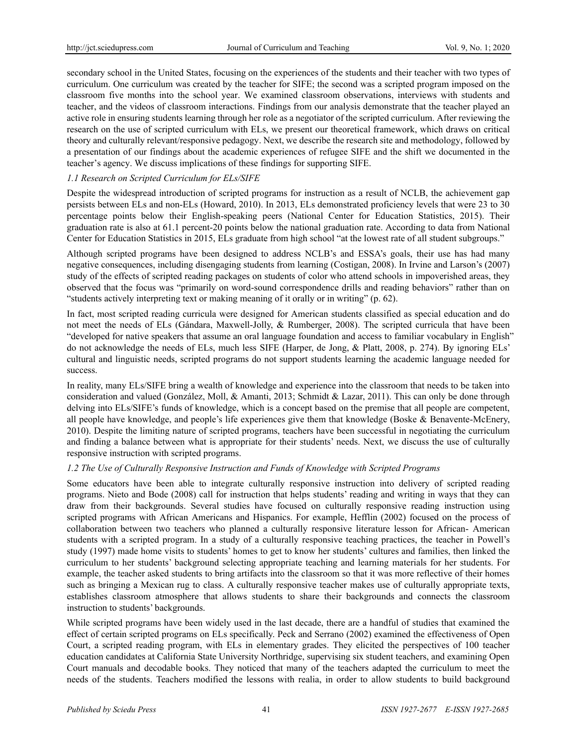secondary school in the United States, focusing on the experiences of the students and their teacher with two types of curriculum. One curriculum was created by the teacher for SIFE; the second was a scripted program imposed on the classroom five months into the school year. We examined classroom observations, interviews with students and teacher, and the videos of classroom interactions. Findings from our analysis demonstrate that the teacher played an active role in ensuring students learning through her role as a negotiator of the scripted curriculum. After reviewing the research on the use of scripted curriculum with ELs, we present our theoretical framework, which draws on critical theory and culturally relevant/responsive pedagogy. Next, we describe the research site and methodology, followed by a presentation of our findings about the academic experiences of refugee SIFE and the shift we documented in the teacher's agency. We discuss implications of these findings for supporting SIFE.

### *1.1 Research on Scripted Curriculum for ELs/SIFE*

Despite the widespread introduction of scripted programs for instruction as a result of NCLB, the achievement gap persists between ELs and non-ELs (Howard, 2010). In 2013, ELs demonstrated proficiency levels that were 23 to 30 percentage points below their English-speaking peers (National Center for Education Statistics, 2015). Their graduation rate is also at 61.1 percent-20 points below the national graduation rate. According to data from National Center for Education Statistics in 2015, ELs graduate from high school "at the lowest rate of all student subgroups."

Although scripted programs have been designed to address NCLB's and ESSA's goals, their use has had many negative consequences, including disengaging students from learning (Costigan, 2008). In Irvine and Larson's (2007) study of the effects of scripted reading packages on students of color who attend schools in impoverished areas, they observed that the focus was "primarily on word-sound correspondence drills and reading behaviors" rather than on "students actively interpreting text or making meaning of it orally or in writing" (p. 62).

In fact, most scripted reading curricula were designed for American students classified as special education and do not meet the needs of ELs (Gándara, Maxwell-Jolly, & Rumberger, 2008). The scripted curricula that have been "developed for native speakers that assume an oral language foundation and access to familiar vocabulary in English" do not acknowledge the needs of ELs, much less SIFE (Harper, de Jong, & Platt, 2008, p. 274). By ignoring ELs' cultural and linguistic needs, scripted programs do not support students learning the academic language needed for success.

In reality, many ELs/SIFE bring a wealth of knowledge and experience into the classroom that needs to be taken into consideration and valued (González, Moll, & Amanti, 2013; Schmidt & Lazar, 2011). This can only be done through delving into ELs/SIFE's funds of knowledge, which is a concept based on the premise that all people are competent, all people have knowledge, and people's life experiences give them that knowledge (Boske & Benavente-McEnery, 2010). Despite the limiting nature of scripted programs, teachers have been successful in negotiating the curriculum and finding a balance between what is appropriate for their students' needs. Next, we discuss the use of culturally responsive instruction with scripted programs.

### *1.2 The Use of Culturally Responsive Instruction and Funds of Knowledge with Scripted Programs*

Some educators have been able to integrate culturally responsive instruction into delivery of scripted reading programs. Nieto and Bode (2008) call for instruction that helps students' reading and writing in ways that they can draw from their backgrounds. Several studies have focused on culturally responsive reading instruction using scripted programs with African Americans and Hispanics. For example, Hefflin (2002) focused on the process of collaboration between two teachers who planned a culturally responsive literature lesson for African- American students with a scripted program. In a study of a culturally responsive teaching practices, the teacher in Powell's study (1997) made home visits to students' homes to get to know her students' cultures and families, then linked the curriculum to her students' background selecting appropriate teaching and learning materials for her students. For example, the teacher asked students to bring artifacts into the classroom so that it was more reflective of their homes such as bringing a Mexican rug to class. A culturally responsive teacher makes use of culturally appropriate texts, establishes classroom atmosphere that allows students to share their backgrounds and connects the classroom instruction to students' backgrounds.

While scripted programs have been widely used in the last decade, there are a handful of studies that examined the effect of certain scripted programs on ELs specifically. Peck and Serrano (2002) examined the effectiveness of Open Court, a scripted reading program, with ELs in elementary grades. They elicited the perspectives of 100 teacher education candidates at California State University Northridge, supervising six student teachers, and examining Open Court manuals and decodable books. They noticed that many of the teachers adapted the curriculum to meet the needs of the students. Teachers modified the lessons with realia, in order to allow students to build background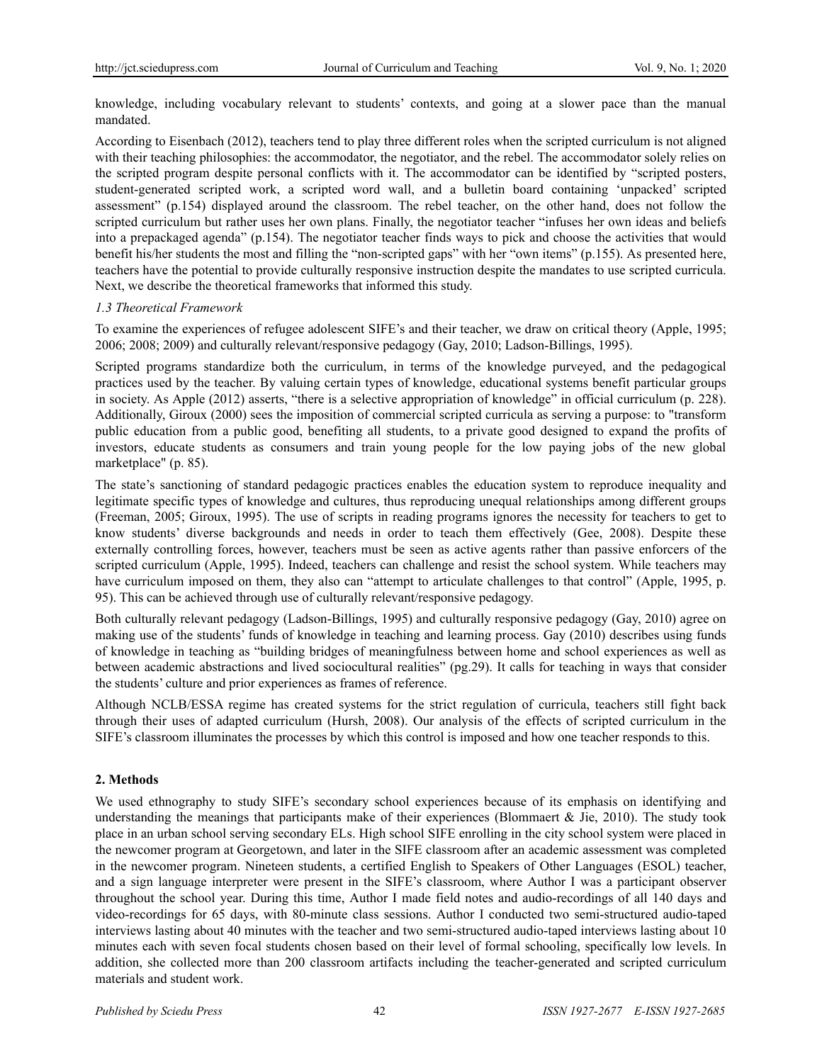knowledge, including vocabulary relevant to students' contexts, and going at a slower pace than the manual mandated.

According to Eisenbach (2012), teachers tend to play three different roles when the scripted curriculum is not aligned with their teaching philosophies: the accommodator, the negotiator, and the rebel. The accommodator solely relies on the scripted program despite personal conflicts with it. The accommodator can be identified by "scripted posters, student-generated scripted work, a scripted word wall, and a bulletin board containing 'unpacked' scripted assessment" (p.154) displayed around the classroom. The rebel teacher, on the other hand, does not follow the scripted curriculum but rather uses her own plans. Finally, the negotiator teacher "infuses her own ideas and beliefs into a prepackaged agenda" (p.154). The negotiator teacher finds ways to pick and choose the activities that would benefit his/her students the most and filling the "non-scripted gaps" with her "own items" (p.155). As presented here, teachers have the potential to provide culturally responsive instruction despite the mandates to use scripted curricula. Next, we describe the theoretical frameworks that informed this study.

### *1.3 Theoretical Framework*

To examine the experiences of refugee adolescent SIFE's and their teacher, we draw on critical theory (Apple, 1995; 2006; 2008; 2009) and culturally relevant/responsive pedagogy (Gay, 2010; Ladson-Billings, 1995).

Scripted programs standardize both the curriculum, in terms of the knowledge purveyed, and the pedagogical practices used by the teacher. By valuing certain types of knowledge, educational systems benefit particular groups in society. As Apple (2012) asserts, "there is a selective appropriation of knowledge" in official curriculum (p. 228). Additionally, Giroux (2000) sees the imposition of commercial scripted curricula as serving a purpose: to "transform public education from a public good, benefiting all students, to a private good designed to expand the profits of investors, educate students as consumers and train young people for the low paying jobs of the new global marketplace" (p. 85).

The state's sanctioning of standard pedagogic practices enables the education system to reproduce inequality and legitimate specific types of knowledge and cultures, thus reproducing unequal relationships among different groups (Freeman, 2005; Giroux, 1995). The use of scripts in reading programs ignores the necessity for teachers to get to know students' diverse backgrounds and needs in order to teach them effectively (Gee, 2008). Despite these externally controlling forces, however, teachers must be seen as active agents rather than passive enforcers of the scripted curriculum (Apple, 1995). Indeed, teachers can challenge and resist the school system. While teachers may have curriculum imposed on them, they also can "attempt to articulate challenges to that control" (Apple, 1995, p. 95). This can be achieved through use of culturally relevant/responsive pedagogy.

Both culturally relevant pedagogy (Ladson-Billings, 1995) and culturally responsive pedagogy (Gay, 2010) agree on making use of the students' funds of knowledge in teaching and learning process. Gay (2010) describes using funds of knowledge in teaching as "building bridges of meaningfulness between home and school experiences as well as between academic abstractions and lived sociocultural realities" (pg.29). It calls for teaching in ways that consider the students' culture and prior experiences as frames of reference.

Although NCLB/ESSA regime has created systems for the strict regulation of curricula, teachers still fight back through their uses of adapted curriculum (Hursh, 2008). Our analysis of the effects of scripted curriculum in the SIFE's classroom illuminates the processes by which this control is imposed and how one teacher responds to this.

## **2. Methods**

We used ethnography to study SIFE's secondary school experiences because of its emphasis on identifying and understanding the meanings that participants make of their experiences (Blommaert & Jie, 2010). The study took place in an urban school serving secondary ELs. High school SIFE enrolling in the city school system were placed in the newcomer program at Georgetown, and later in the SIFE classroom after an academic assessment was completed in the newcomer program. Nineteen students, a certified English to Speakers of Other Languages (ESOL) teacher, and a sign language interpreter were present in the SIFE's classroom, where Author I was a participant observer throughout the school year. During this time, Author I made field notes and audio-recordings of all 140 days and video-recordings for 65 days, with 80-minute class sessions. Author I conducted two semi-structured audio-taped interviews lasting about 40 minutes with the teacher and two semi-structured audio-taped interviews lasting about 10 minutes each with seven focal students chosen based on their level of formal schooling, specifically low levels. In addition, she collected more than 200 classroom artifacts including the teacher-generated and scripted curriculum materials and student work.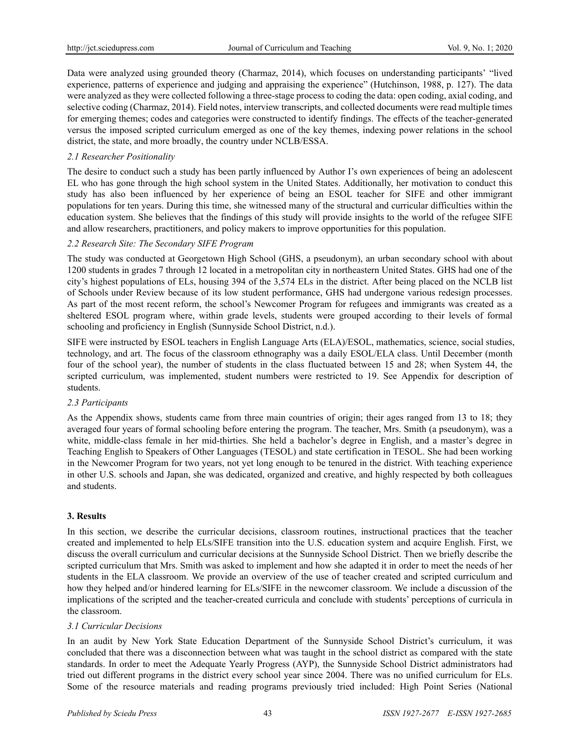Data were analyzed using grounded theory (Charmaz, 2014), which focuses on understanding participants' "lived experience, patterns of experience and judging and appraising the experience" (Hutchinson, 1988, p. 127). The data were analyzed as they were collected following a three-stage process to coding the data: open coding, axial coding, and selective coding (Charmaz, 2014). Field notes, interview transcripts, and collected documents were read multiple times for emerging themes; codes and categories were constructed to identify findings. The effects of the teacher-generated versus the imposed scripted curriculum emerged as one of the key themes, indexing power relations in the school district, the state, and more broadly, the country under NCLB/ESSA.

### *2.1 Researcher Positionality*

The desire to conduct such a study has been partly influenced by Author I's own experiences of being an adolescent EL who has gone through the high school system in the United States. Additionally, her motivation to conduct this study has also been influenced by her experience of being an ESOL teacher for SIFE and other immigrant populations for ten years. During this time, she witnessed many of the structural and curricular difficulties within the education system. She believes that the findings of this study will provide insights to the world of the refugee SIFE and allow researchers, practitioners, and policy makers to improve opportunities for this population.

### *2.2 Research Site: The Secondary SIFE Program*

The study was conducted at Georgetown High School (GHS, a pseudonym), an urban secondary school with about 1200 students in grades 7 through 12 located in a metropolitan city in northeastern United States. GHS had one of the city's highest populations of ELs, housing 394 of the 3,574 ELs in the district. After being placed on the NCLB list of Schools under Review because of its low student performance, GHS had undergone various redesign processes. As part of the most recent reform, the school's Newcomer Program for refugees and immigrants was created as a sheltered ESOL program where, within grade levels, students were grouped according to their levels of formal schooling and proficiency in English (Sunnyside School District, n.d.).

SIFE were instructed by ESOL teachers in English Language Arts (ELA)/ESOL, mathematics, science, social studies, technology, and art. The focus of the classroom ethnography was a daily ESOL/ELA class. Until December (month four of the school year), the number of students in the class fluctuated between 15 and 28; when System 44, the scripted curriculum, was implemented, student numbers were restricted to 19. See Appendix for description of students.

### *2.3 Participants*

As the Appendix shows, students came from three main countries of origin; their ages ranged from 13 to 18; they averaged four years of formal schooling before entering the program. The teacher, Mrs. Smith (a pseudonym), was a white, middle-class female in her mid-thirties. She held a bachelor's degree in English, and a master's degree in Teaching English to Speakers of Other Languages (TESOL) and state certification in TESOL. She had been working in the Newcomer Program for two years, not yet long enough to be tenured in the district. With teaching experience in other U.S. schools and Japan, she was dedicated, organized and creative, and highly respected by both colleagues and students.

## 3. Results

In this section, we describe the curricular decisions, classroom routines, instructional practices that the teacher created and implemented to help ELs/SIFE transition into the U.S. education system and acquire English. First, we discuss the overall curriculum and curricular decisions at the Sunnyside School District. Then we briefly describe the scripted curriculum that Mrs. Smith was asked to implement and how she adapted it in order to meet the needs of her students in the ELA classroom. We provide an overview of the use of teacher created and scripted curriculum and how they helped and/or hindered learning for ELs/SIFE in the newcomer classroom. We include a discussion of the implications of the scripted and the teacher-created curricula and conclude with students' perceptions of curricula in the classroom.

### *3.1 Curricular Decisions*

In an audit by New York State Education Department of the Sunnyside School District's curriculum, it was concluded that there was a disconnection between what was taught in the school district as compared with the state standards. In order to meet the Adequate Yearly Progress (AYP), the Sunnyside School District administrators had tried out different programs in the district every school year since 2004. There was no unified curriculum for ELs. Some of the resource materials and reading programs previously tried included: High Point Series (National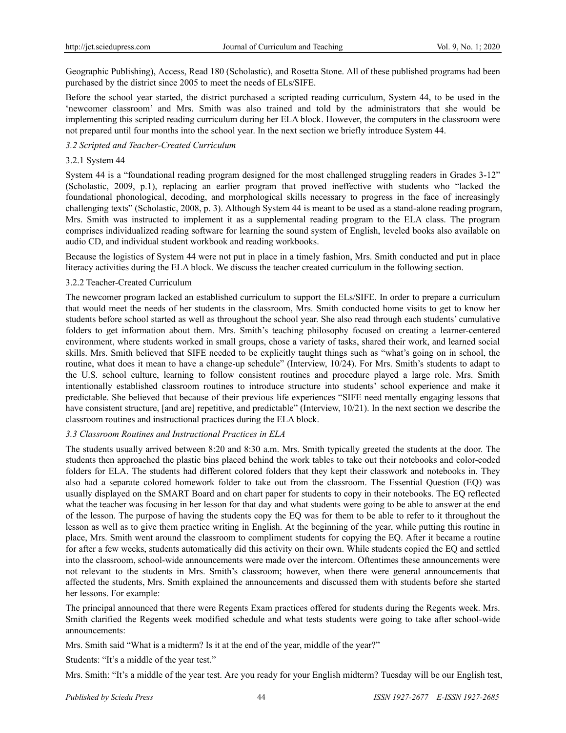Geographic Publishing), Access, Read 180 (Scholastic), and Rosetta Stone. All of these published programs had been purchased by the district since 2005 to meet the needs of ELs/SIFE.

Before the school year started, the district purchased a scripted reading curriculum, System 44, to be used in the 'newcomer classroom' and Mrs. Smith was also trained and told by the administrators that she would be implementing this scripted reading curriculum during her ELA block. However, the computers in the classroom were not prepared until four months into the school year. In the next section we briefly introduce System 44.

### *3.2 Scripted and Teacher-Created Curriculum*

#### 3.2.1 System 44

System 44 is a "foundational reading program designed for the most challenged struggling readers in Grades 3-12" (Scholastic, 2009, p.1), replacing an earlier program that proved ineffective with students who "lacked the foundational phonological, decoding, and morphological skills necessary to progress in the face of increasingly challenging texts" (Scholastic, 2008, p. 3). Although System 44 is meant to be used as a stand-alone reading program, Mrs. Smith was instructed to implement it as a supplemental reading program to the ELA class. The program comprises individualized reading software for learning the sound system of English, leveled books also available on audio CD, and individual student workbook and reading workbooks.

Because the logistics of System 44 were not put in place in a timely fashion, Mrs. Smith conducted and put in place literacy activities during the ELA block. We discuss the teacher created curriculum in the following section.

#### 3.2.2 Teacher-Created Curriculum

The newcomer program lacked an established curriculum to support the ELs/SIFE. In order to prepare a curriculum that would meet the needs of her students in the classroom, Mrs. Smith conducted home visits to get to know her students before school started as well as throughout the school year. She also read through each students' cumulative folders to get information about them. Mrs. Smith's teaching philosophy focused on creating a learner-centered environment, where students worked in small groups, chose a variety of tasks, shared their work, and learned social skills. Mrs. Smith believed that SIFE needed to be explicitly taught things such as "what's going on in school, the routine, what does it mean to have a change-up schedule" (Interview, 10/24). For Mrs. Smith's students to adapt to the U.S. school culture, learning to follow consistent routines and procedure played a large role. Mrs. Smith intentionally established classroom routines to introduce structure into students' school experience and make it predictable. She believed that because of their previous life experiences "SIFE need mentally engaging lessons that have consistent structure, [and are] repetitive, and predictable" (Interview, 10/21). In the next section we describe the classroom routines and instructional practices during the ELA block.

### *3.3 Classroom Routines and Instructional Practices in ELA*

The students usually arrived between 8:20 and 8:30 a.m. Mrs. Smith typically greeted the students at the door. The students then approached the plastic bins placed behind the work tables to take out their notebooks and color-coded folders for ELA. The students had different colored folders that they kept their classwork and notebooks in. They also had a separate colored homework folder to take out from the classroom. The Essential Question (EQ) was usually displayed on the SMART Board and on chart paper for students to copy in their notebooks. The EQ reflected what the teacher was focusing in her lesson for that day and what students were going to be able to answer at the end of the lesson. The purpose of having the students copy the EQ was for them to be able to refer to it throughout the lesson as well as to give them practice writing in English. At the beginning of the year, while putting this routine in place, Mrs. Smith went around the classroom to compliment students for copying the EQ. After it became a routine for after a few weeks, students automatically did this activity on their own. While students copied the EQ and settled into the classroom, school-wide announcements were made over the intercom. Oftentimes these announcements were not relevant to the students in Mrs. Smith's classroom; however, when there were general announcements that affected the students, Mrs. Smith explained the announcements and discussed them with students before she started her lessons. For example:

The principal announced that there were Regents Exam practices offered for students during the Regents week. Mrs. Smith clarified the Regents week modified schedule and what tests students were going to take after school-wide announcements:

Mrs. Smith said "What is a midterm? Is it at the end of the year, middle of the year?"

Students: "It's a middle of the year test."

Mrs. Smith: "It's a middle of the year test. Are you ready for your English midterm? Tuesday will be our English test,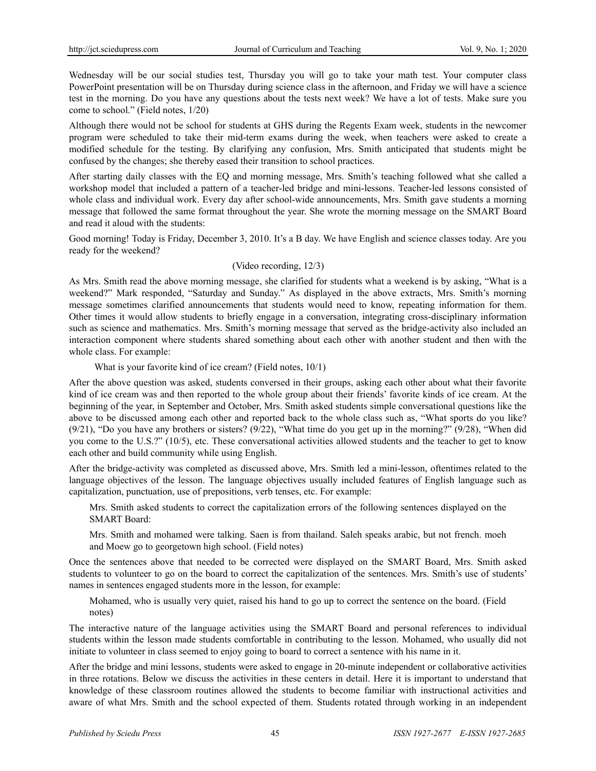Wednesday will be our social studies test, Thursday you will go to take your math test. Your computer class PowerPoint presentation will be on Thursday during science class in the afternoon, and Friday we will have a science test in the morning. Do you have any questions about the tests next week? We have a lot of tests. Make sure you come to school." (Field notes, 1/20)

Although there would not be school for students at GHS during the Regents Exam week, students in the newcomer program were scheduled to take their mid-term exams during the week, when teachers were asked to create a modified schedule for the testing. By clarifying any confusion, Mrs. Smith anticipated that students might be confused by the changes; she thereby eased their transition to school practices.

After starting daily classes with the EQ and morning message, Mrs. Smith's teaching followed what she called a workshop model that included a pattern of a teacher-led bridge and mini-lessons. Teacher-led lessons consisted of whole class and individual work. Every day after school-wide announcements, Mrs. Smith gave students a morning message that followed the same format throughout the year. She wrote the morning message on the SMART Board and read it aloud with the students:

Good morning! Today is Friday, December 3, 2010. It's a B day. We have English and science classes today. Are you ready for the weekend?

(Video recording, 12/3)

As Mrs. Smith read the above morning message, she clarified for students what a weekend is by asking, "What is a weekend?" Mark responded, "Saturday and Sunday." As displayed in the above extracts, Mrs. Smith's morning message sometimes clarified announcements that students would need to know, repeating information for them. Other times it would allow students to briefly engage in a conversation, integrating cross-disciplinary information such as science and mathematics. Mrs. Smith's morning message that served as the bridge-activity also included an interaction component where students shared something about each other with another student and then with the whole class. For example:

> What is your favorite kind of ice cream? (Field notes, 10/1)

After the above question was asked, students conversed in their groups, asking each other about what their favorite kind of ice cream was and then reported to the whole group about their friends' favorite kinds of ice cream. At the beginning of the year, in September and October, Mrs. Smith asked students simple conversational questions like the above to be discussed among each other and reported back to the whole class such as, "What sports do you like? (9/21), "Do you have any brothers or sisters? (9/22), "What time do you get up in the morning?" (9/28), "When did you come to the U.S.?" (10/5), etc. These conversational activities allowed students and the teacher to get to know each other and build community while using English.

After the bridge-activity was completed as discussed above, Mrs. Smith led a mini-lesson, oftentimes related to the language objectives of the lesson. The language objectives usually included features of English language such as capitalization, punctuation, use of prepositions, verb tenses, etc. For example:

> Mrs. Smith asked students to correct the capitalization errors of the following sentences displayed on the SMART Board:
>
> Mrs. Smith and mohamed were talking. Saen is from thailand. Saleh speaks arabic, but not french. moeh and Moew go to georgetown high school. (Field notes)

Once the sentences above that needed to be corrected were displayed on the SMART Board, Mrs. Smith asked students to volunteer to go on the board to correct the capitalization of the sentences. Mrs. Smith's use of students' names in sentences engaged students more in the lesson, for example:

> Mohamed, who is usually very quiet, raised his hand to go up to correct the sentence on the board. (Field notes)

The interactive nature of the language activities using the SMART Board and personal references to individual students within the lesson made students comfortable in contributing to the lesson. Mohamed, who usually did not initiate to volunteer in class seemed to enjoy going to board to correct a sentence with his name in it.

After the bridge and mini lessons, students were asked to engage in 20-minute independent or collaborative activities in three rotations. Below we discuss the activities in these centers in detail. Here it is important to understand that knowledge of these classroom routines allowed the students to become familiar with instructional activities and aware of what Mrs. Smith and the school expected of them. Students rotated through working in an independent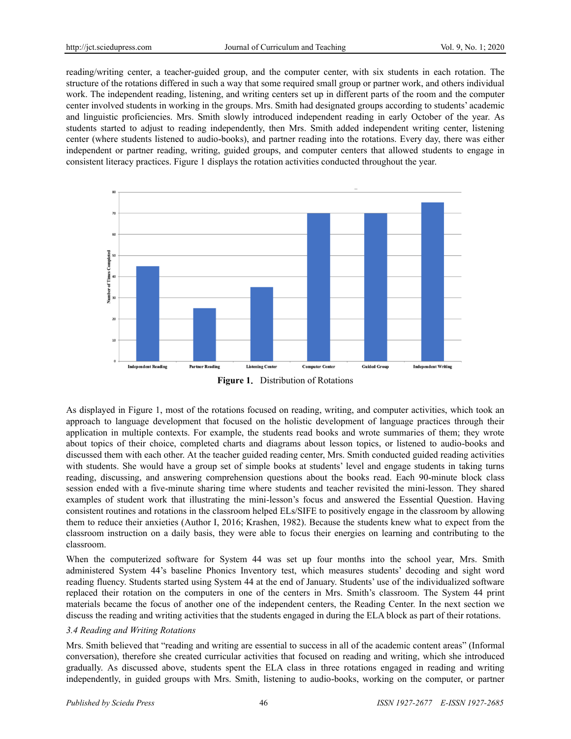reading/writing center, a teacher-guided group, and the computer center, with six students in each rotation. The structure of the rotations differed in such a way that some required small group or partner work, and others individual work. The independent reading, listening, and writing centers set up in different parts of the room and the computer center involved students in working in the groups. Mrs. Smith had designated groups according to students' academic and linguistic proficiencies. Mrs. Smith slowly introduced independent reading in early October of the year. As students started to adjust to reading independently, then Mrs. Smith added independent writing center, listening center (where students listened to audio-books), and partner reading into the rotations. Every day, there was either independent or partner reading, writing, guided groups, and computer centers that allowed students to engage in consistent literacy practices. Figure 1 displays the rotation activities conducted throughout the year.

**Figure 1.** Distribution of Rotations

As displayed in Figure 1, most of the rotations focused on reading, writing, and computer activities, which took an approach to language development that focused on the holistic development of language practices through their application in multiple contexts. For example, the students read books and wrote summaries of them; they wrote about topics of their choice, completed charts and diagrams about lesson topics, or listened to audio-books and discussed them with each other. At the teacher guided reading center, Mrs. Smith conducted guided reading activities with students. She would have a group set of simple books at students' level and engage students in taking turns reading, discussing, and answering comprehension questions about the books read. Each 90-minute block class session ended with a five-minute sharing time where students and teacher revisited the mini-lesson. They shared examples of student work that illustrating the mini-lesson's focus and answered the Essential Question. Having consistent routines and rotations in the classroom helped ELs/SIFE to positively engage in the classroom by allowing them to reduce their anxieties (Author I, 2016; Krashen, 1982). Because the students knew what to expect from the classroom instruction on a daily basis, they were able to focus their energies on learning and contributing to the classroom.

When the computerized software for System 44 was set up four months into the school year, Mrs. Smith administered System 44's baseline Phonics Inventory test, which measures students' decoding and sight word reading fluency. Students started using System 44 at the end of January. Students' use of the individualized software replaced their rotation on the computers in one of the centers in Mrs. Smith's classroom. The System 44 print materials became the focus of another one of the independent centers, the Reading Center. In the next section we discuss the reading and writing activities that the students engaged in during the ELA block as part of their rotations.

### *3.4 Reading and Writing Rotations*

Mrs. Smith believed that "reading and writing are essential to success in all of the academic content areas" (Informal conversation), therefore she created curricular activities that focused on reading and writing, which she introduced gradually. As discussed above, students spent the ELA class in three rotations engaged in reading and writing independently, in guided groups with Mrs. Smith, listening to audio-books, working on the computer, or partner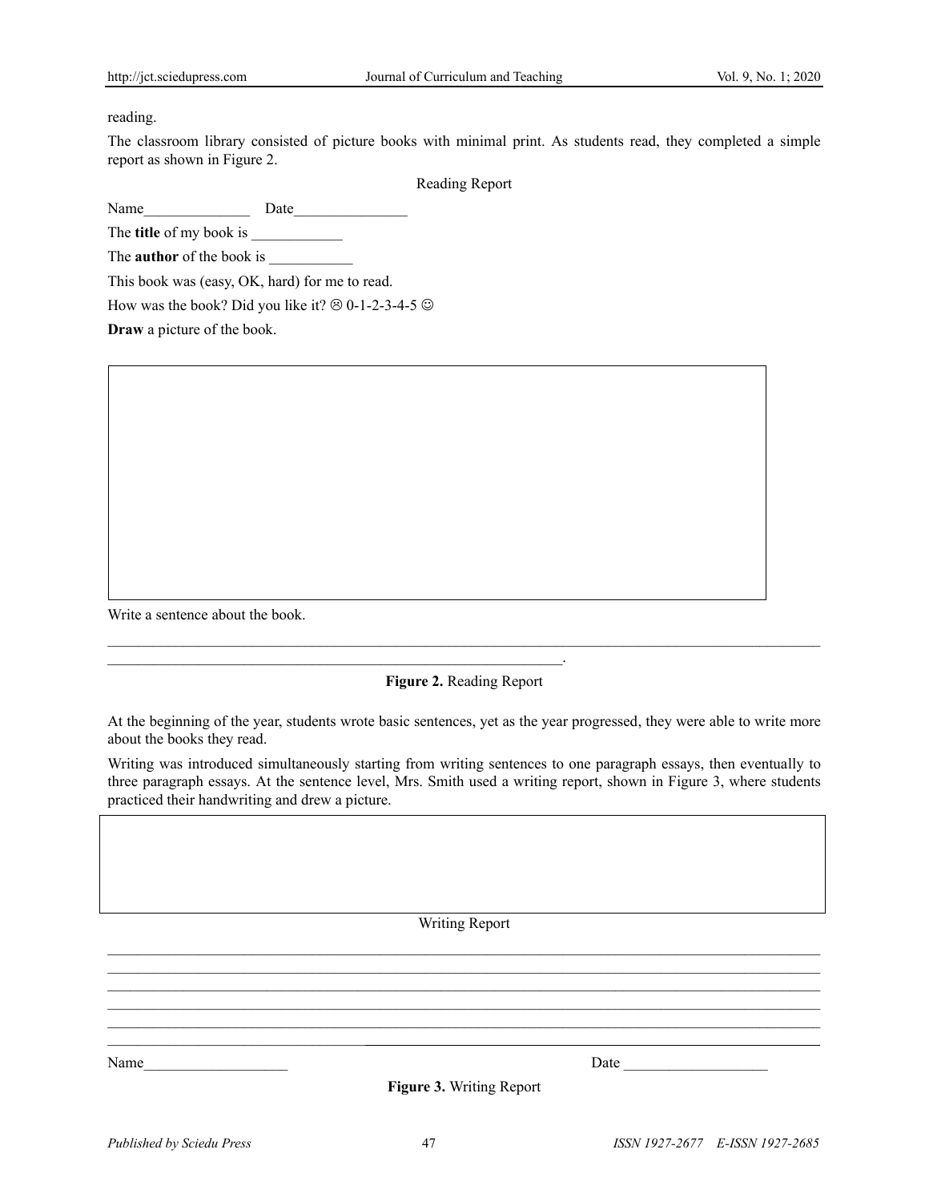reading.

The classroom library consisted of picture books with minimal print. As students read, they completed a simple report as shown in Figure 2.

Reading Report

Name______________ Date_______________

The **title** of my book is ____________

The **author** of the book is ___________

This book was (easy, OK, hard) for me to read.

How was the book? Did you like it? ☹ 0-1-2-3-4-5 ☺

**Draw** a picture of the book.

Write a sentence about the book.

____________________________________________________________________________________________

_______________________________________________________________.

**Figure 2.** Reading Report

At the beginning of the year, students wrote basic sentences, yet as the year progressed, they were able to write more about the books they read.

Writing was introduced simultaneously starting from writing sentences to one paragraph essays, then eventually to three paragraph essays. At the sentence level, Mrs. Smith used a writing report, shown in Figure 3, where students practiced their handwriting and drew a picture.

Writing Report

____________________________________________________________________________________________

____________________________________________________________________________________________

____________________________________________________________________________________________

____________________________________________________________________________________________

____________________________________________________________________________________________

____________________________________________________________________________________________

Name___________________ Date ___________________

**Figure 3.** Writing Report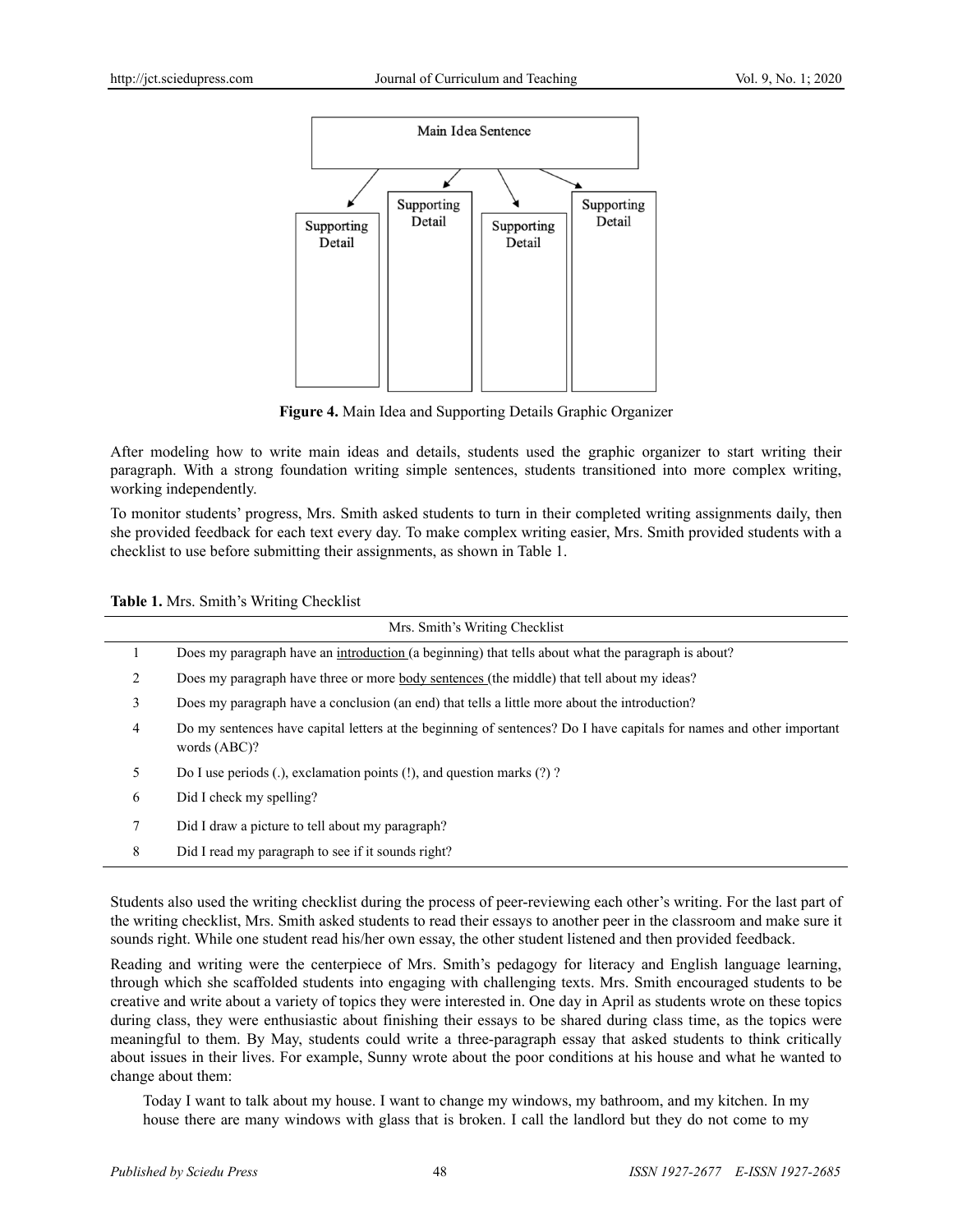Main Idea Sentence

Supporting Detail | Supporting Detail | Supporting Detail | Supporting Detail

**Figure 4.** Main Idea and Supporting Details Graphic Organizer

After modeling how to write main ideas and details, students used the graphic organizer to start writing their paragraph. With a strong foundation writing simple sentences, students transitioned into more complex writing, working independently.

To monitor students' progress, Mrs. Smith asked students to turn in their completed writing assignments daily, then she provided feedback for each text every day. To make complex writing easier, Mrs. Smith provided students with a checklist to use before submitting their assignments, as shown in Table 1.

**Table 1.** Mrs. Smith's Writing Checklist

| | Mrs. Smith's Writing Checklist |
|---|---|
| 1 | Does my paragraph have an <u>introduction</u> (a beginning) that tells about what the paragraph is about? |
| 2 | Does my paragraph have three or more <u>body sentences</u> (the middle) that tell about my ideas? |
| 3 | Does my paragraph have a conclusion (an end) that tells a little more about the introduction? |
| 4 | Do my sentences have capital letters at the beginning of sentences? Do I have capitals for names and other important words (ABC)? |
| 5 | Do I use periods (.), exclamation points (!), and question marks (?) ? |
| 6 | Did I check my spelling? |
| 7 | Did I draw a picture to tell about my paragraph? |
| 8 | Did I read my paragraph to see if it sounds right? |

Students also used the writing checklist during the process of peer-reviewing each other's writing. For the last part of the writing checklist, Mrs. Smith asked students to read their essays to another peer in the classroom and make sure it sounds right. While one student read his/her own essay, the other student listened and then provided feedback.

Reading and writing were the centerpiece of Mrs. Smith's pedagogy for literacy and English language learning, through which she scaffolded students into engaging with challenging texts. Mrs. Smith encouraged students to be creative and write about a variety of topics they were interested in. One day in April as students wrote on these topics during class, they were enthusiastic about finishing their essays to be shared during class time, as the topics were meaningful to them. By May, students could write a three-paragraph essay that asked students to think critically about issues in their lives. For example, Sunny wrote about the poor conditions at his house and what he wanted to change about them:

> Today I want to talk about my house. I want to change my windows, my bathroom, and my kitchen. In my house there are many windows with glass that is broken. I call the landlord but they do not come to my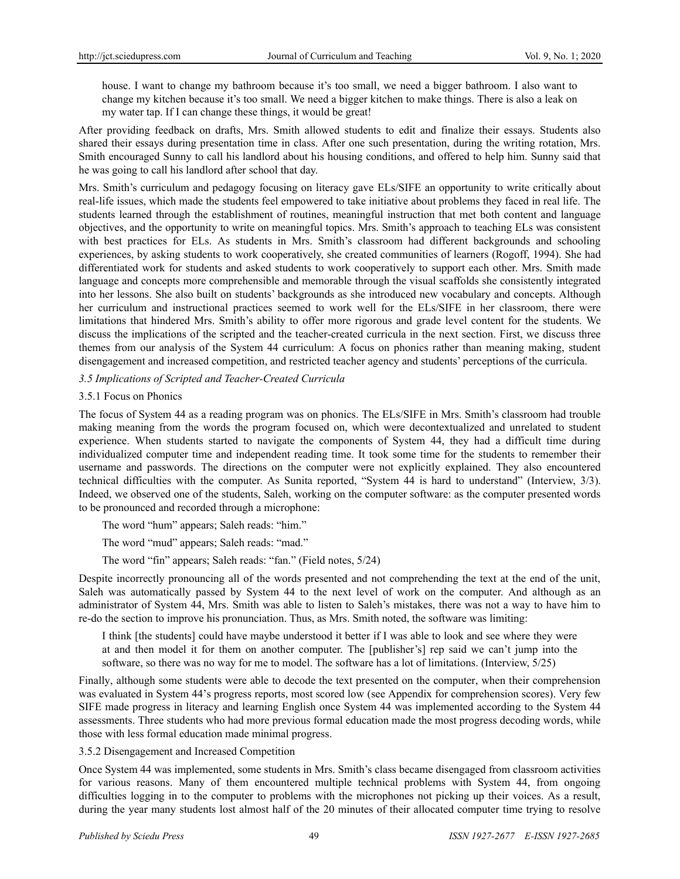> house. I want to change my bathroom because it's too small, we need a bigger bathroom. I also want to change my kitchen because it's too small. We need a bigger kitchen to make things. There is also a leak on my water tap. If I can change these things, it would be great!

After providing feedback on drafts, Mrs. Smith allowed students to edit and finalize their essays. Students also shared their essays during presentation time in class. After one such presentation, during the writing rotation, Mrs. Smith encouraged Sunny to call his landlord about his housing conditions, and offered to help him. Sunny said that he was going to call his landlord after school that day.

Mrs. Smith's curriculum and pedagogy focusing on literacy gave ELs/SIFE an opportunity to write critically about real-life issues, which made the students feel empowered to take initiative about problems they faced in real life. The students learned through the establishment of routines, meaningful instruction that met both content and language objectives, and the opportunity to write on meaningful topics. Mrs. Smith's approach to teaching ELs was consistent with best practices for ELs. As students in Mrs. Smith's classroom had different backgrounds and schooling experiences, by asking students to work cooperatively, she created communities of learners (Rogoff, 1994). She had differentiated work for students and asked students to work cooperatively to support each other. Mrs. Smith made language and concepts more comprehensible and memorable through the visual scaffolds she consistently integrated into her lessons. She also built on students' backgrounds as she introduced new vocabulary and concepts. Although her curriculum and instructional practices seemed to work well for the ELs/SIFE in her classroom, there were limitations that hindered Mrs. Smith's ability to offer more rigorous and grade level content for the students. We discuss the implications of the scripted and the teacher-created curricula in the next section. First, we discuss three themes from our analysis of the System 44 curriculum: A focus on phonics rather than meaning making, student disengagement and increased competition, and restricted teacher agency and students' perceptions of the curricula.

### *3.5 Implications of Scripted and Teacher-Created Curricula*

#### 3.5.1 Focus on Phonics

The focus of System 44 as a reading program was on phonics. The ELs/SIFE in Mrs. Smith's classroom had trouble making meaning from the words the program focused on, which were decontextualized and unrelated to student experience. When students started to navigate the components of System 44, they had a difficult time during individualized computer time and independent reading time. It took some time for the students to remember their username and passwords. The directions on the computer were not explicitly explained. They also encountered technical difficulties with the computer. As Sunita reported, "System 44 is hard to understand" (Interview, 3/3). Indeed, we observed one of the students, Saleh, working on the computer software: as the computer presented words to be pronounced and recorded through a microphone:

> The word "hum" appears; Saleh reads: "him."
>
> The word "mud" appears; Saleh reads: "mad."
>
> The word "fin" appears; Saleh reads: "fan." (Field notes, 5/24)

Despite incorrectly pronouncing all of the words presented and not comprehending the text at the end of the unit, Saleh was automatically passed by System 44 to the next level of work on the computer. And although as an administrator of System 44, Mrs. Smith was able to listen to Saleh's mistakes, there was not a way to have him to re-do the section to improve his pronunciation. Thus, as Mrs. Smith noted, the software was limiting:

> I think [the students] could have maybe understood it better if I was able to look and see where they were at and then model it for them on another computer. The [publisher's] rep said we can't jump into the software, so there was no way for me to model. The software has a lot of limitations. (Interview, 5/25)

Finally, although some students were able to decode the text presented on the computer, when their comprehension was evaluated in System 44's progress reports, most scored low (see Appendix for comprehension scores). Very few SIFE made progress in literacy and learning English once System 44 was implemented according to the System 44 assessments. Three students who had more previous formal education made the most progress decoding words, while those with less formal education made minimal progress.

#### 3.5.2 Disengagement and Increased Competition

Once System 44 was implemented, some students in Mrs. Smith's class became disengaged from classroom activities for various reasons. Many of them encountered multiple technical problems with System 44, from ongoing difficulties logging in to the computer to problems with the microphones not picking up their voices. As a result, during the year many students lost almost half of the 20 minutes of their allocated computer time trying to resolve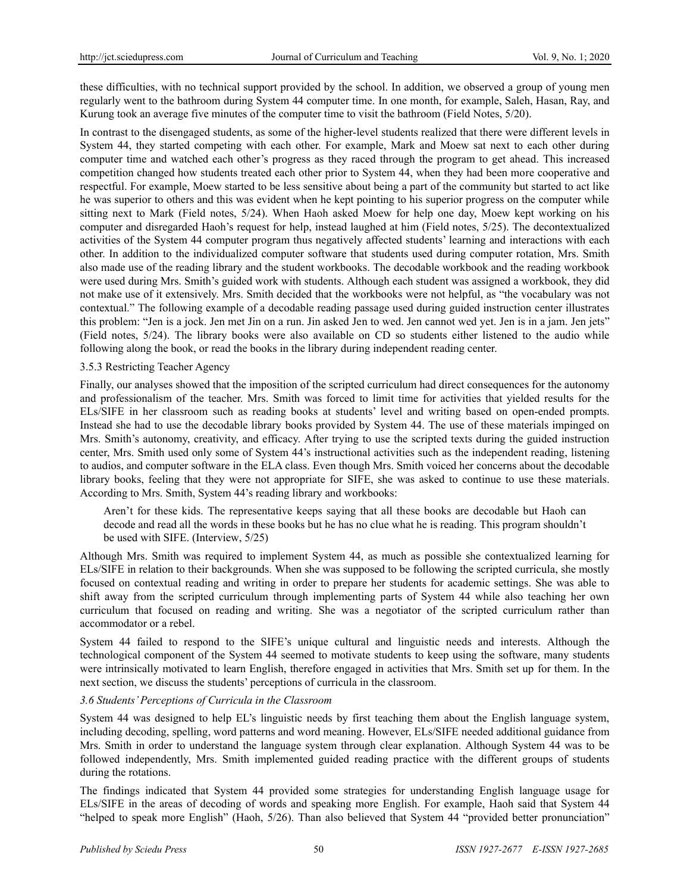these difficulties, with no technical support provided by the school. In addition, we observed a group of young men regularly went to the bathroom during System 44 computer time. In one month, for example, Saleh, Hasan, Ray, and Kurung took an average five minutes of the computer time to visit the bathroom (Field Notes, 5/20).

In contrast to the disengaged students, as some of the higher-level students realized that there were different levels in System 44, they started competing with each other. For example, Mark and Moew sat next to each other during computer time and watched each other's progress as they raced through the program to get ahead. This increased competition changed how students treated each other prior to System 44, when they had been more cooperative and respectful. For example, Moew started to be less sensitive about being a part of the community but started to act like he was superior to others and this was evident when he kept pointing to his superior progress on the computer while sitting next to Mark (Field notes, 5/24). When Haoh asked Moew for help one day, Moew kept working on his computer and disregarded Haoh's request for help, instead laughed at him (Field notes, 5/25). The decontextualized activities of the System 44 computer program thus negatively affected students' learning and interactions with each other. In addition to the individualized computer software that students used during computer rotation, Mrs. Smith also made use of the reading library and the student workbooks. The decodable workbook and the reading workbook were used during Mrs. Smith's guided work with students. Although each student was assigned a workbook, they did not make use of it extensively. Mrs. Smith decided that the workbooks were not helpful, as "the vocabulary was not contextual." The following example of a decodable reading passage used during guided instruction center illustrates this problem: "Jen is a jock. Jen met Jin on a run. Jin asked Jen to wed. Jen cannot wed yet. Jen is in a jam. Jen jets" (Field notes, 5/24). The library books were also available on CD so students either listened to the audio while following along the book, or read the books in the library during independent reading center.

3.5.3 Restricting Teacher Agency

Finally, our analyses showed that the imposition of the scripted curriculum had direct consequences for the autonomy and professionalism of the teacher. Mrs. Smith was forced to limit time for activities that yielded results for the ELs/SIFE in her classroom such as reading books at students' level and writing based on open-ended prompts. Instead she had to use the decodable library books provided by System 44. The use of these materials impinged on Mrs. Smith's autonomy, creativity, and efficacy. After trying to use the scripted texts during the guided instruction center, Mrs. Smith used only some of System 44's instructional activities such as the independent reading, listening to audios, and computer software in the ELA class. Even though Mrs. Smith voiced her concerns about the decodable library books, feeling that they were not appropriate for SIFE, she was asked to continue to use these materials. According to Mrs. Smith, System 44's reading library and workbooks:

> Aren't for these kids. The representative keeps saying that all these books are decodable but Haoh can decode and read all the words in these books but he has no clue what he is reading. This program shouldn't be used with SIFE. (Interview, 5/25)

Although Mrs. Smith was required to implement System 44, as much as possible she contextualized learning for ELs/SIFE in relation to their backgrounds. When she was supposed to be following the scripted curricula, she mostly focused on contextual reading and writing in order to prepare her students for academic settings. She was able to shift away from the scripted curriculum through implementing parts of System 44 while also teaching her own curriculum that focused on reading and writing. She was a negotiator of the scripted curriculum rather than accommodator or a rebel.

System 44 failed to respond to the SIFE's unique cultural and linguistic needs and interests. Although the technological component of the System 44 seemed to motivate students to keep using the software, many students were intrinsically motivated to learn English, therefore engaged in activities that Mrs. Smith set up for them. In the next section, we discuss the students' perceptions of curricula in the classroom.

### *3.6 Students' Perceptions of Curricula in the Classroom*

System 44 was designed to help EL's linguistic needs by first teaching them about the English language system, including decoding, spelling, word patterns and word meaning. However, ELs/SIFE needed additional guidance from Mrs. Smith in order to understand the language system through clear explanation. Although System 44 was to be followed independently, Mrs. Smith implemented guided reading practice with the different groups of students during the rotations.

The findings indicated that System 44 provided some strategies for understanding English language usage for ELs/SIFE in the areas of decoding of words and speaking more English. For example, Haoh said that System 44 "helped to speak more English" (Haoh, 5/26). Than also believed that System 44 "provided better pronunciation"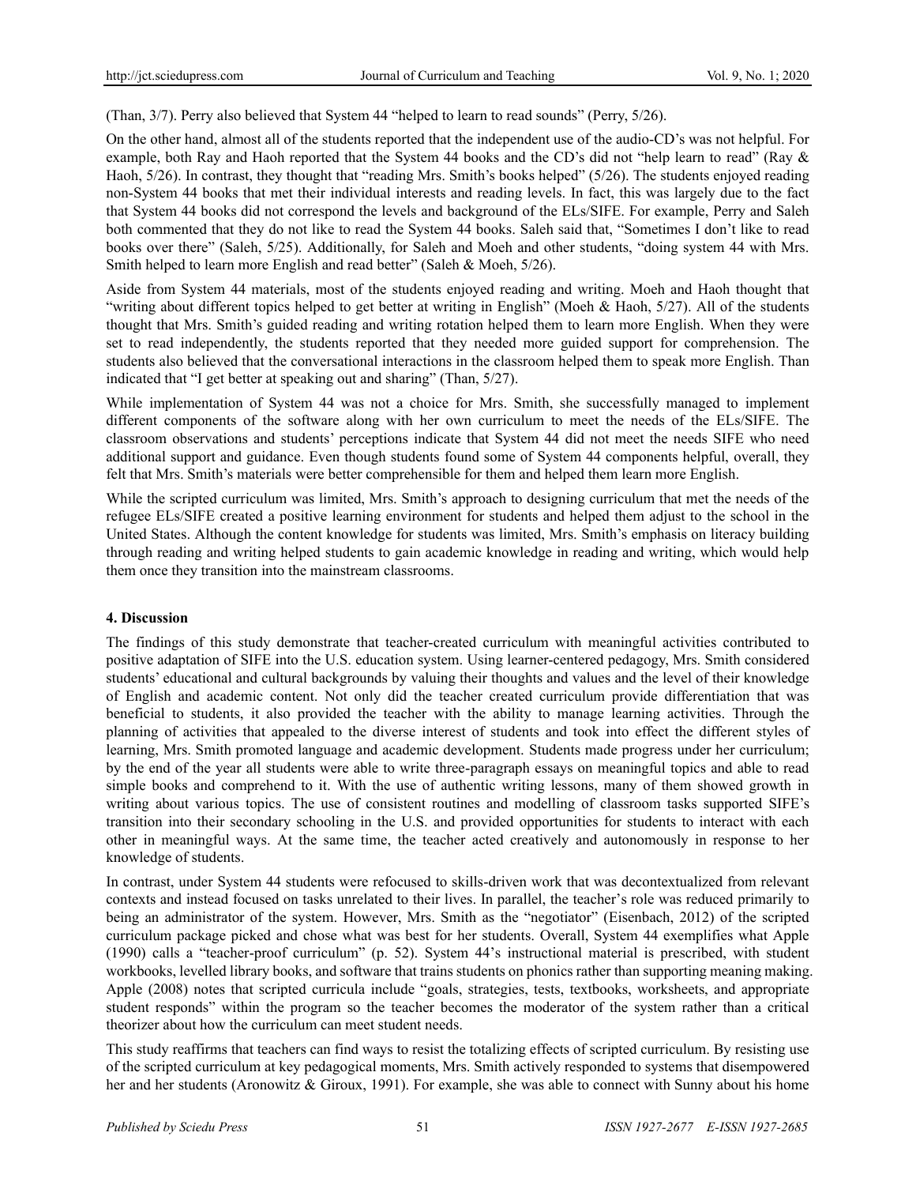(Than, 3/7). Perry also believed that System 44 "helped to learn to read sounds" (Perry, 5/26).

On the other hand, almost all of the students reported that the independent use of the audio-CD's was not helpful. For example, both Ray and Haoh reported that the System 44 books and the CD's did not "help learn to read" (Ray & Haoh, 5/26). In contrast, they thought that "reading Mrs. Smith's books helped" (5/26). The students enjoyed reading non-System 44 books that met their individual interests and reading levels. In fact, this was largely due to the fact that System 44 books did not correspond the levels and background of the ELs/SIFE. For example, Perry and Saleh both commented that they do not like to read the System 44 books. Saleh said that, "Sometimes I don't like to read books over there" (Saleh, 5/25). Additionally, for Saleh and Moeh and other students, "doing system 44 with Mrs. Smith helped to learn more English and read better" (Saleh & Moeh, 5/26).

Aside from System 44 materials, most of the students enjoyed reading and writing. Moeh and Haoh thought that "writing about different topics helped to get better at writing in English" (Moeh & Haoh, 5/27). All of the students thought that Mrs. Smith's guided reading and writing rotation helped them to learn more English. When they were set to read independently, the students reported that they needed more guided support for comprehension. The students also believed that the conversational interactions in the classroom helped them to speak more English. Than indicated that "I get better at speaking out and sharing" (Than, 5/27).

While implementation of System 44 was not a choice for Mrs. Smith, she successfully managed to implement different components of the software along with her own curriculum to meet the needs of the ELs/SIFE. The classroom observations and students' perceptions indicate that System 44 did not meet the needs SIFE who need additional support and guidance. Even though students found some of System 44 components helpful, overall, they felt that Mrs. Smith's materials were better comprehensible for them and helped them learn more English.

While the scripted curriculum was limited, Mrs. Smith's approach to designing curriculum that met the needs of the refugee ELs/SIFE created a positive learning environment for students and helped them adjust to the school in the United States. Although the content knowledge for students was limited, Mrs. Smith's emphasis on literacy building through reading and writing helped students to gain academic knowledge in reading and writing, which would help them once they transition into the mainstream classrooms.

## 4. Discussion

The findings of this study demonstrate that teacher-created curriculum with meaningful activities contributed to positive adaptation of SIFE into the U.S. education system. Using learner-centered pedagogy, Mrs. Smith considered students' educational and cultural backgrounds by valuing their thoughts and values and the level of their knowledge of English and academic content. Not only did the teacher created curriculum provide differentiation that was beneficial to students, it also provided the teacher with the ability to manage learning activities. Through the planning of activities that appealed to the diverse interest of students and took into effect the different styles of learning, Mrs. Smith promoted language and academic development. Students made progress under her curriculum; by the end of the year all students were able to write three-paragraph essays on meaningful topics and able to read simple books and comprehend to it. With the use of authentic writing lessons, many of them showed growth in writing about various topics. The use of consistent routines and modelling of classroom tasks supported SIFE's transition into their secondary schooling in the U.S. and provided opportunities for students to interact with each other in meaningful ways. At the same time, the teacher acted creatively and autonomously in response to her knowledge of students.

In contrast, under System 44 students were refocused to skills-driven work that was decontextualized from relevant contexts and instead focused on tasks unrelated to their lives. In parallel, the teacher's role was reduced primarily to being an administrator of the system. However, Mrs. Smith as the "negotiator" (Eisenbach, 2012) of the scripted curriculum package picked and chose what was best for her students. Overall, System 44 exemplifies what Apple (1990) calls a "teacher-proof curriculum" (p. 52). System 44's instructional material is prescribed, with student workbooks, levelled library books, and software that trains students on phonics rather than supporting meaning making. Apple (2008) notes that scripted curricula include "goals, strategies, tests, textbooks, worksheets, and appropriate student responds" within the program so the teacher becomes the moderator of the system rather than a critical theorizer about how the curriculum can meet student needs.

This study reaffirms that teachers can find ways to resist the totalizing effects of scripted curriculum. By resisting use of the scripted curriculum at key pedagogical moments, Mrs. Smith actively responded to systems that disempowered her and her students (Aronowitz & Giroux, 1991). For example, she was able to connect with Sunny about his home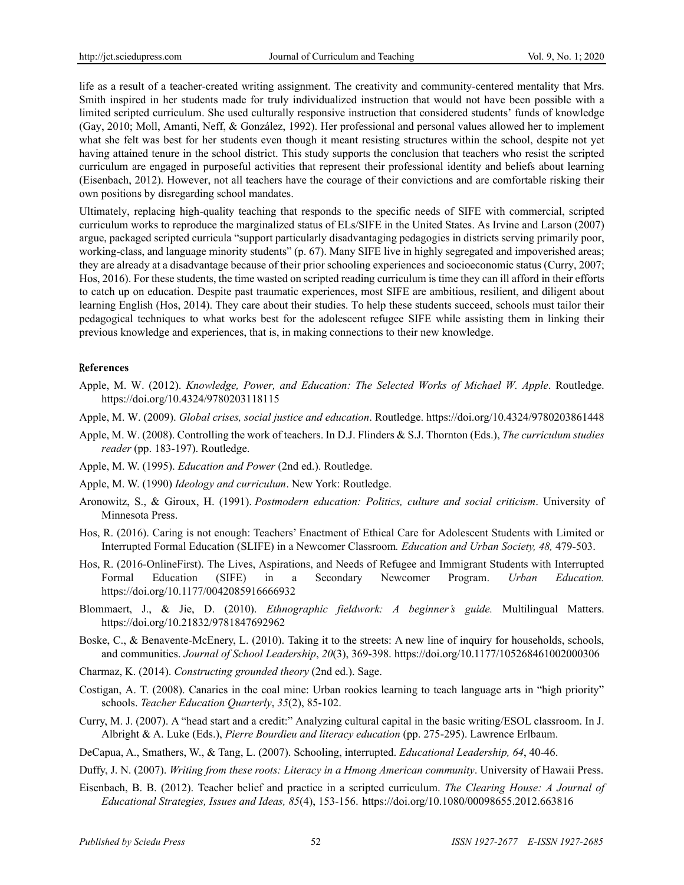life as a result of a teacher-created writing assignment. The creativity and community-centered mentality that Mrs. Smith inspired in her students made for truly individualized instruction that would not have been possible with a limited scripted curriculum. She used culturally responsive instruction that considered students' funds of knowledge (Gay, 2010; Moll, Amanti, Neff, & González, 1992). Her professional and personal values allowed her to implement what she felt was best for her students even though it meant resisting structures within the school, despite not yet having attained tenure in the school district. This study supports the conclusion that teachers who resist the scripted curriculum are engaged in purposeful activities that represent their professional identity and beliefs about learning (Eisenbach, 2012). However, not all teachers have the courage of their convictions and are comfortable risking their own positions by disregarding school mandates.

Ultimately, replacing high-quality teaching that responds to the specific needs of SIFE with commercial, scripted curriculum works to reproduce the marginalized status of ELs/SIFE in the United States. As Irvine and Larson (2007) argue, packaged scripted curricula "support particularly disadvantaging pedagogies in districts serving primarily poor, working-class, and language minority students" (p. 67). Many SIFE live in highly segregated and impoverished areas; they are already at a disadvantage because of their prior schooling experiences and socioeconomic status (Curry, 2007; Hos, 2016). For these students, the time wasted on scripted reading curriculum is time they can ill afford in their efforts to catch up on education. Despite past traumatic experiences, most SIFE are ambitious, resilient, and diligent about learning English (Hos, 2014). They care about their studies. To help these students succeed, schools must tailor their pedagogical techniques to what works best for the adolescent refugee SIFE while assisting them in linking their previous knowledge and experiences, that is, in making connections to their new knowledge.

## References

Apple, M. W. (2012). *Knowledge, Power, and Education: The Selected Works of Michael W. Apple*. Routledge. https://doi.org/10.4324/9780203118115

Apple, M. W. (2009). *Global crises, social justice and education*. Routledge. https://doi.org/10.4324/9780203861448

Apple, M. W. (2008). Controlling the work of teachers. In D.J. Flinders & S.J. Thornton (Eds.), *The curriculum studies reader* (pp. 183-197). Routledge.

Apple, M. W. (1995). *Education and Power* (2nd ed.). Routledge.

Apple, M. W. (1990) *Ideology and curriculum*. New York: Routledge.

Aronowitz, S., & Giroux, H. (1991). *Postmodern education: Politics, culture and social criticism*. University of Minnesota Press.

Hos, R. (2016). Caring is not enough: Teachers' Enactment of Ethical Care for Adolescent Students with Limited or Interrupted Formal Education (SLIFE) in a Newcomer Classroom*. Education and Urban Society, 48,* 479-503.

Hos, R. (2016-OnlineFirst). The Lives, Aspirations, and Needs of Refugee and Immigrant Students with Interrupted Formal Education (SIFE) in a Secondary Newcomer Program. *Urban Education.* https://doi.org/10.1177/0042085916666932

Blommaert, J., & Jie, D. (2010). *Ethnographic fieldwork: A beginner's guide.* Multilingual Matters. https://doi.org/10.21832/9781847692962

Boske, C., & Benavente-McEnery, L. (2010). Taking it to the streets: A new line of inquiry for households, schools, and communities. *Journal of School Leadership*, *20*(3), 369-398. https://doi.org/10.1177/105268461002000306

Charmaz, K. (2014). *Constructing grounded theory* (2nd ed.). Sage.

Costigan, A. T. (2008). Canaries in the coal mine: Urban rookies learning to teach language arts in "high priority" schools. *Teacher Education Quarterly*, *35*(2), 85-102.

Curry, M. J. (2007). A "head start and a credit:" Analyzing cultural capital in the basic writing/ESOL classroom. In J. Albright & A. Luke (Eds.), *Pierre Bourdieu and literacy education* (pp. 275-295). Lawrence Erlbaum.

DeCapua, A., Smathers, W., & Tang, L. (2007). Schooling, interrupted. *Educational Leadership, 64*, 40-46.

Duffy, J. N. (2007). *Writing from these roots: Literacy in a Hmong American community*. University of Hawaii Press.

Eisenbach, B. B. (2012). Teacher belief and practice in a scripted curriculum. *The Clearing House: A Journal of Educational Strategies, Issues and Ideas, 85*(4), 153-156. https://doi.org/10.1080/00098655.2012.663816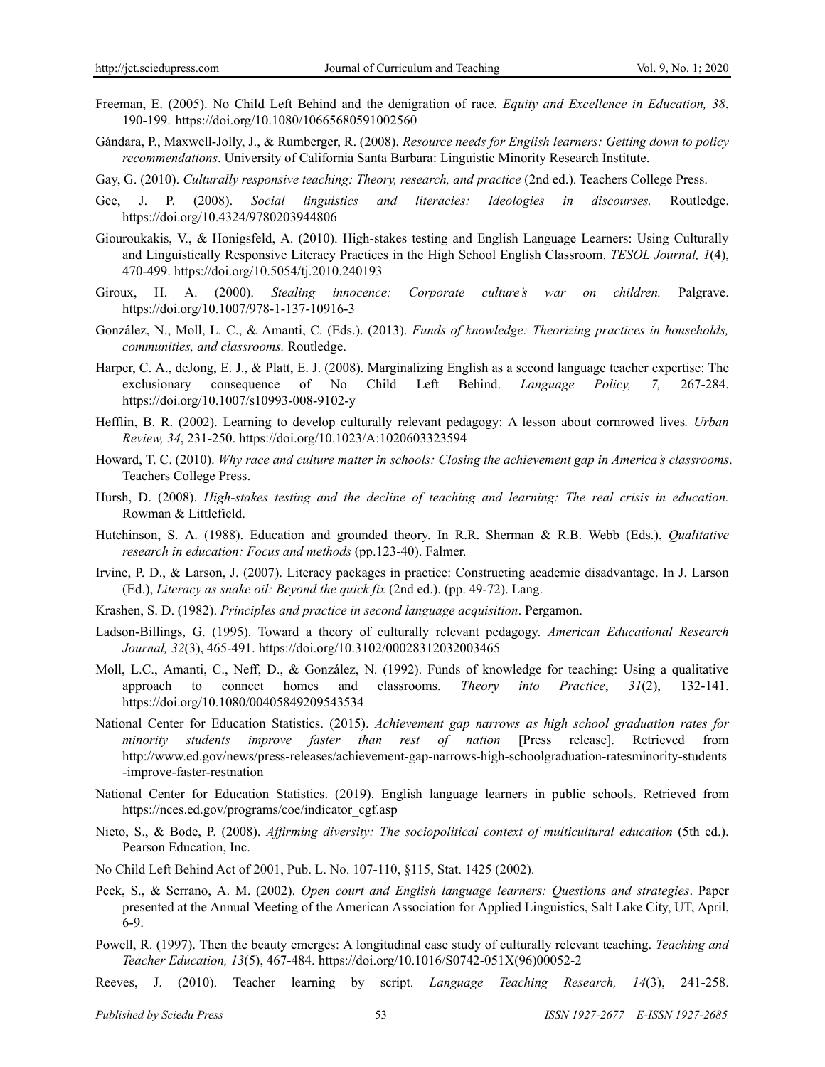Freeman, E. (2005). No Child Left Behind and the denigration of race. *Equity and Excellence in Education, 38*, 190-199. https://doi.org/10.1080/10665680591002560

Gándara, P., Maxwell-Jolly, J., & Rumberger, R. (2008). *Resource needs for English learners: Getting down to policy recommendations*. University of California Santa Barbara: Linguistic Minority Research Institute.

Gay, G. (2010). *Culturally responsive teaching: Theory, research, and practice* (2nd ed.). Teachers College Press.

Gee, J. P. (2008). *Social linguistics and literacies: Ideologies in discourses.* Routledge. https://doi.org/10.4324/9780203944806

Giouroukakis, V., & Honigsfeld, A. (2010). High-stakes testing and English Language Learners: Using Culturally and Linguistically Responsive Literacy Practices in the High School English Classroom. *TESOL Journal, 1*(4), 470-499. https://doi.org/10.5054/tj.2010.240193

Giroux, H. A. (2000). *Stealing innocence: Corporate culture's war on children.* Palgrave. https://doi.org/10.1007/978-1-137-10916-3

González, N., Moll, L. C., & Amanti, C. (Eds.). (2013). *Funds of knowledge: Theorizing practices in households, communities, and classrooms.* Routledge.

Harper, C. A., deJong, E. J., & Platt, E. J. (2008). Marginalizing English as a second language teacher expertise: The exclusionary consequence of No Child Left Behind. *Language Policy, 7,* 267-284. https://doi.org/10.1007/s10993-008-9102-y

Hefflin, B. R. (2002). Learning to develop culturally relevant pedagogy: A lesson about cornrowed lives*. Urban Review, 34*, 231-250. https://doi.org/10.1023/A:1020603323594

Howard, T. C. (2010). *Why race and culture matter in schools: Closing the achievement gap in America's classrooms*. Teachers College Press.

Hursh, D. (2008). *High-stakes testing and the decline of teaching and learning: The real crisis in education.* Rowman & Littlefield.

Hutchinson, S. A. (1988). Education and grounded theory. In R.R. Sherman & R.B. Webb (Eds.), *Qualitative research in education: Focus and methods* (pp.123-40). Falmer.

Irvine, P. D., & Larson, J. (2007). Literacy packages in practice: Constructing academic disadvantage. In J. Larson (Ed.), *Literacy as snake oil: Beyond the quick fix* (2nd ed.). (pp. 49-72). Lang.

Krashen, S. D. (1982). *Principles and practice in second language acquisition*. Pergamon.

Ladson-Billings, G. (1995). Toward a theory of culturally relevant pedagogy. *American Educational Research Journal, 32*(3), 465-491. https://doi.org/10.3102/00028312032003465

Moll, L.C., Amanti, C., Neff, D., & González, N. (1992). Funds of knowledge for teaching: Using a qualitative approach to connect homes and classrooms. *Theory into Practice*, *31*(2), 132-141. https://doi.org/10.1080/00405849209543534

National Center for Education Statistics. (2015). *Achievement gap narrows as high school graduation rates for minority students improve faster than rest of nation* [Press release]. Retrieved from http://www.ed.gov/news/press-releases/achievement-gap-narrows-high-schoolgraduation-ratesminority-students-improve-faster-restnation

National Center for Education Statistics. (2019). English language learners in public schools. Retrieved from https://nces.ed.gov/programs/coe/indicator_cgf.asp

Nieto, S., & Bode, P. (2008). *Affirming diversity: The sociopolitical context of multicultural education* (5th ed.). Pearson Education, Inc.

No Child Left Behind Act of 2001, Pub. L. No. 107-110, §115, Stat. 1425 (2002).

Peck, S., & Serrano, A. M. (2002). *Open court and English language learners: Questions and strategies*. Paper presented at the Annual Meeting of the American Association for Applied Linguistics, Salt Lake City, UT, April, 6-9.

Powell, R. (1997). Then the beauty emerges: A longitudinal case study of culturally relevant teaching. *Teaching and Teacher Education, 13*(5), 467-484. https://doi.org/10.1016/S0742-051X(96)00052-2

Reeves, J. (2010). Teacher learning by script. *Language Teaching Research, 14*(3), 241-258.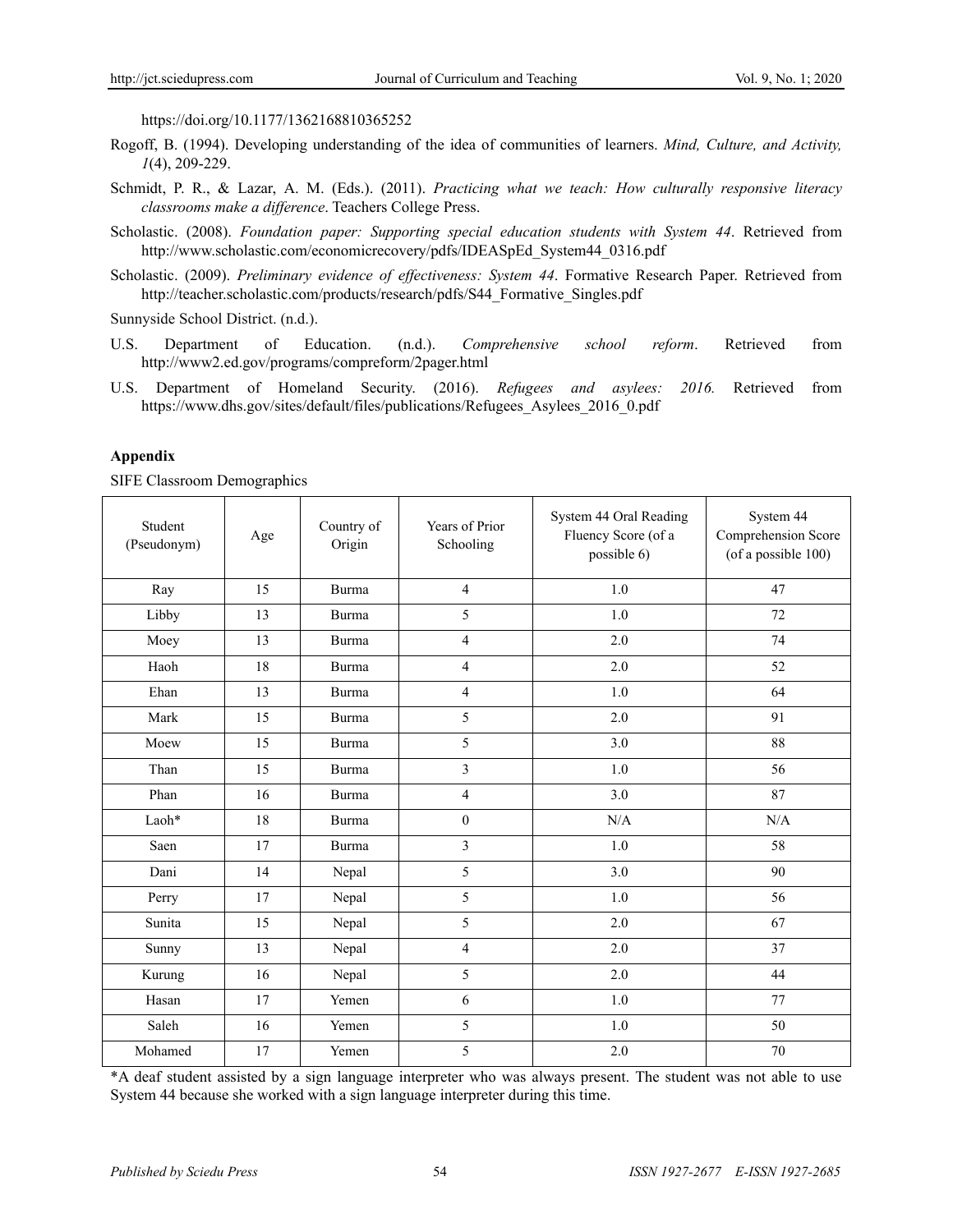https://doi.org/10.1177/1362168810365252

Rogoff, B. (1994). Developing understanding of the idea of communities of learners. *Mind, Culture, and Activity, 1*(4), 209-229.

Schmidt, P. R., & Lazar, A. M. (Eds.). (2011). *Practicing what we teach: How culturally responsive literacy classrooms make a difference*. Teachers College Press.

Scholastic. (2008). *Foundation paper: Supporting special education students with System 44*. Retrieved from http://www.scholastic.com/economicrecovery/pdfs/IDEASpEd_System44_0316.pdf

Scholastic. (2009). *Preliminary evidence of effectiveness: System 44*. Formative Research Paper. Retrieved from http://teacher.scholastic.com/products/research/pdfs/S44_Formative_Singles.pdf

Sunnyside School District. (n.d.).

U.S. Department of Education. (n.d.). *Comprehensive school reform*. Retrieved from http://www2.ed.gov/programs/compreform/2pager.html

U.S. Department of Homeland Security. (2016). *Refugees and asylees: 2016.* Retrieved from https://www.dhs.gov/sites/default/files/publications/Refugees_Asylees_2016_0.pdf

## Appendix

SIFE Classroom Demographics

| Student (Pseudonym) | Age | Country of Origin | Years of Prior Schooling | System 44 Oral Reading Fluency Score (of a possible 6) | System 44 Comprehension Score (of a possible 100) |
|---|---|---|---|---|---|
| Ray | 15 | Burma | 4 | 1.0 | 47 |
| Libby | 13 | Burma | 5 | 1.0 | 72 |
| Moey | 13 | Burma | 4 | 2.0 | 74 |
| Haoh | 18 | Burma | 4 | 2.0 | 52 |
| Ehan | 13 | Burma | 4 | 1.0 | 64 |
| Mark | 15 | Burma | 5 | 2.0 | 91 |
| Moew | 15 | Burma | 5 | 3.0 | 88 |
| Than | 15 | Burma | 3 | 1.0 | 56 |
| Phan | 16 | Burma | 4 | 3.0 | 87 |
| Laoh* | 18 | Burma | 0 | N/A | N/A |
| Saen | 17 | Burma | 3 | 1.0 | 58 |
| Dani | 14 | Nepal | 5 | 3.0 | 90 |
| Perry | 17 | Nepal | 5 | 1.0 | 56 |
| Sunita | 15 | Nepal | 5 | 2.0 | 67 |
| Sunny | 13 | Nepal | 4 | 2.0 | 37 |
| Kurung | 16 | Nepal | 5 | 2.0 | 44 |
| Hasan | 17 | Yemen | 6 | 1.0 | 77 |
| Saleh | 16 | Yemen | 5 | 1.0 | 50 |
| Mohamed | 17 | Yemen | 5 | 2.0 | 70 |

*A deaf student assisted by a sign language interpreter who was always present. The student was not able to use System 44 because she worked with a sign language interpreter during this time.